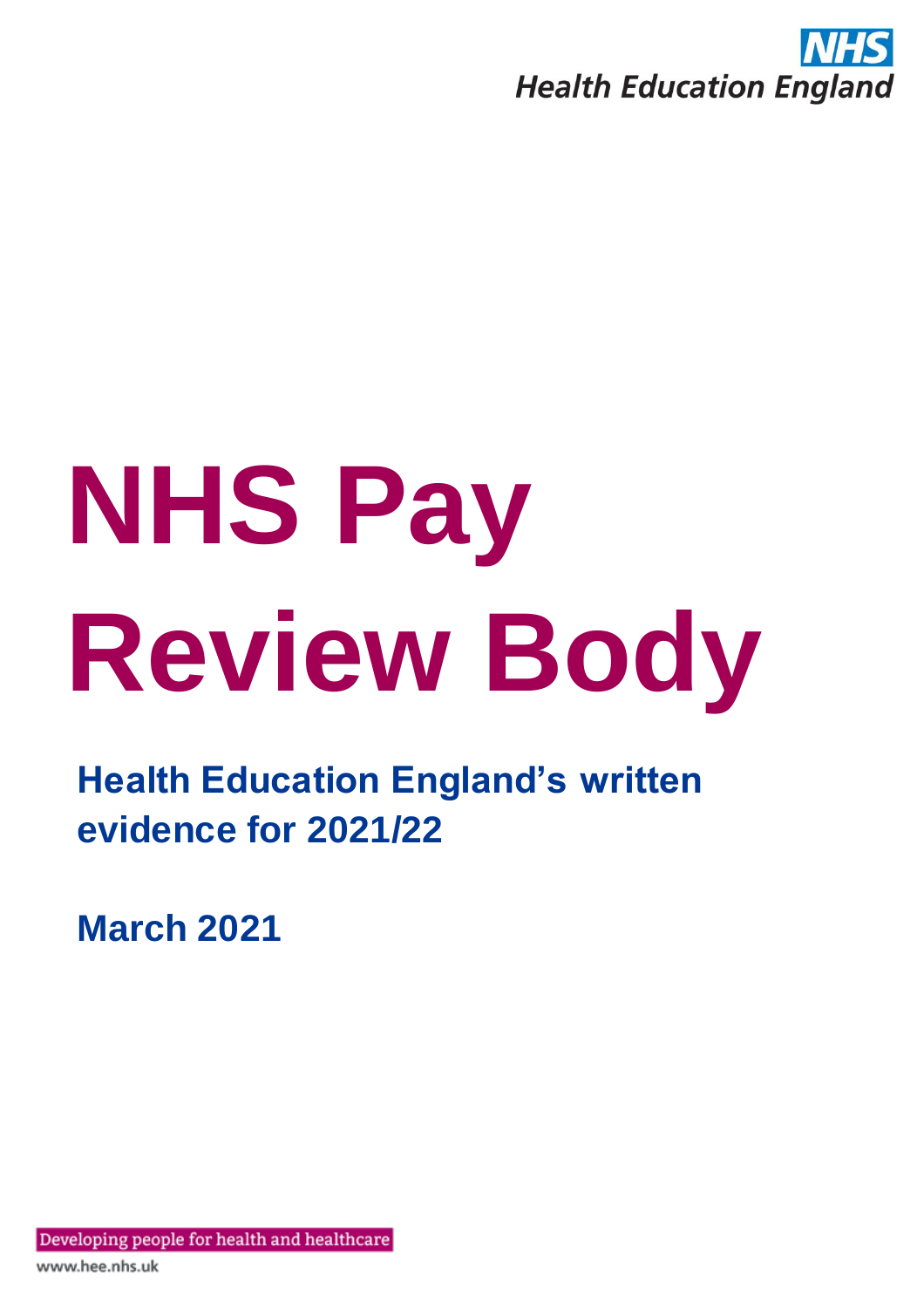NHS
Health Education England

# NHS Pay Review Body

## Health Education England's written evidence for 2021/22

**March 2021**

Developing people for health and healthcare

www.hee.nhs.uk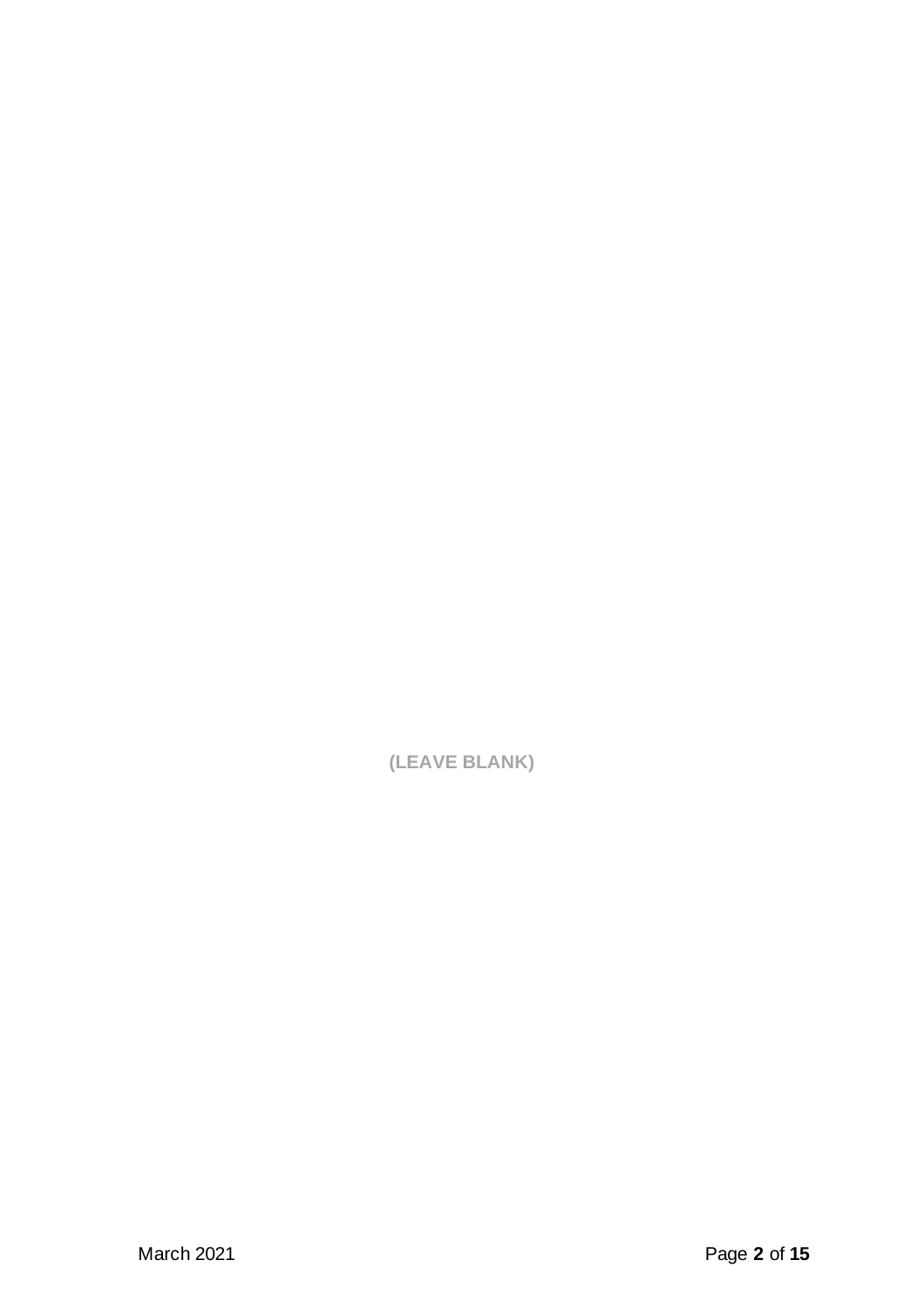**(LEAVE BLANK)**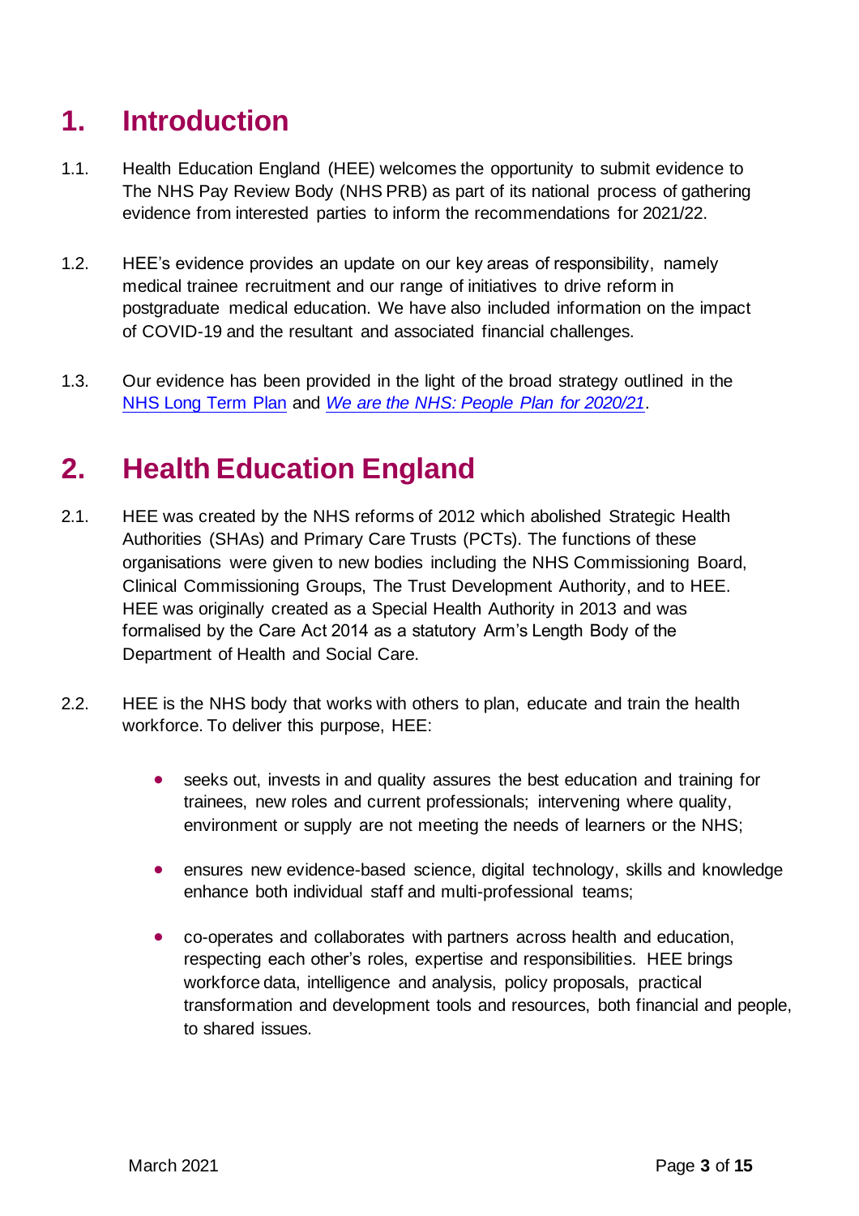# 1. Introduction

1.1. Health Education England (HEE) welcomes the opportunity to submit evidence to The NHS Pay Review Body (NHS PRB) as part of its national process of gathering evidence from interested parties to inform the recommendations for 2021/22.

1.2. HEE's evidence provides an update on our key areas of responsibility, namely medical trainee recruitment and our range of initiatives to drive reform in postgraduate medical education. We have also included information on the impact of COVID-19 and the resultant and associated financial challenges.

1.3. Our evidence has been provided in the light of the broad strategy outlined in the NHS Long Term Plan and *We are the NHS: People Plan for 2020/21*.

# 2. Health Education England

2.1. HEE was created by the NHS reforms of 2012 which abolished Strategic Health Authorities (SHAs) and Primary Care Trusts (PCTs). The functions of these organisations were given to new bodies including the NHS Commissioning Board, Clinical Commissioning Groups, The Trust Development Authority, and to HEE. HEE was originally created as a Special Health Authority in 2013 and was formalised by the Care Act 2014 as a statutory Arm's Length Body of the Department of Health and Social Care.

2.2. HEE is the NHS body that works with others to plan, educate and train the health workforce. To deliver this purpose, HEE:

- seeks out, invests in and quality assures the best education and training for trainees, new roles and current professionals; intervening where quality, environment or supply are not meeting the needs of learners or the NHS;

- ensures new evidence-based science, digital technology, skills and knowledge enhance both individual staff and multi-professional teams;

- co-operates and collaborates with partners across health and education, respecting each other's roles, expertise and responsibilities. HEE brings workforce data, intelligence and analysis, policy proposals, practical transformation and development tools and resources, both financial and people, to shared issues.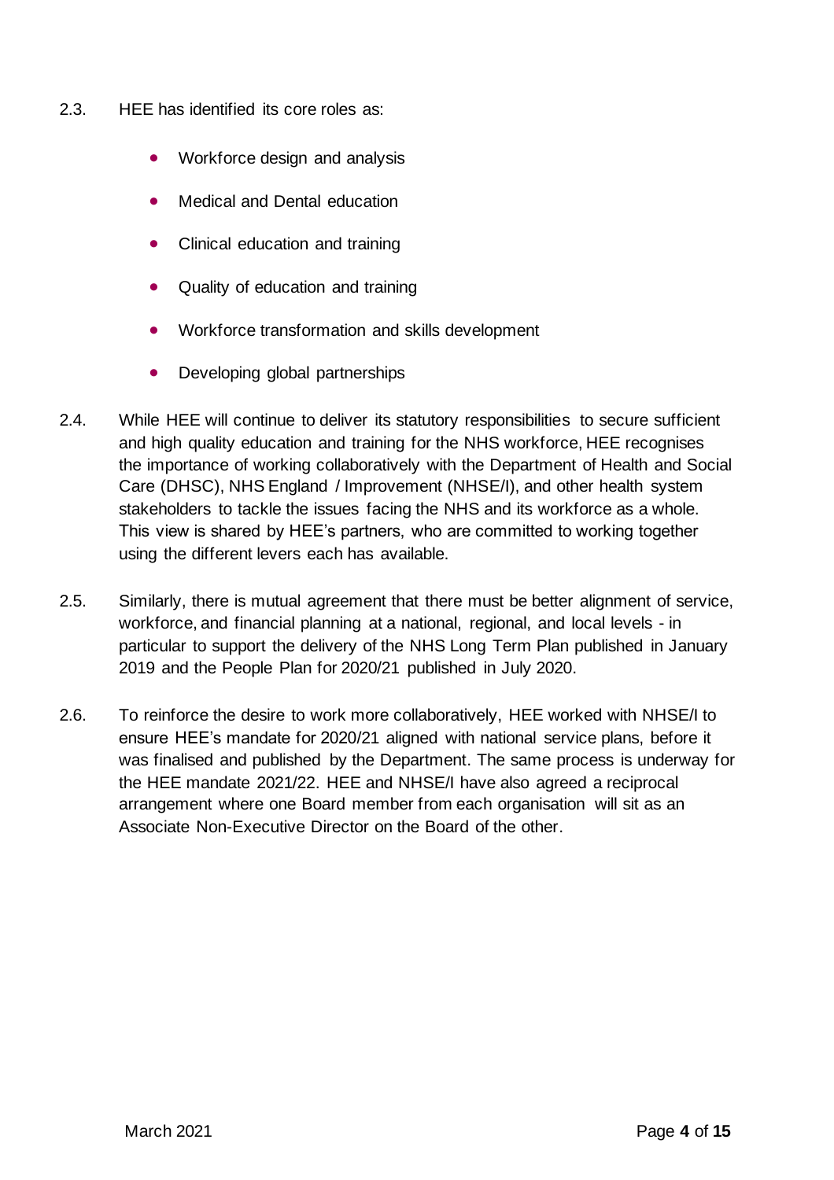2.3. HEE has identified its core roles as:

- Workforce design and analysis
- Medical and Dental education
- Clinical education and training
- Quality of education and training
- Workforce transformation and skills development
- Developing global partnerships

2.4. While HEE will continue to deliver its statutory responsibilities to secure sufficient and high quality education and training for the NHS workforce, HEE recognises the importance of working collaboratively with the Department of Health and Social Care (DHSC), NHS England / Improvement (NHSE/I), and other health system stakeholders to tackle the issues facing the NHS and its workforce as a whole. This view is shared by HEE's partners, who are committed to working together using the different levers each has available.

2.5. Similarly, there is mutual agreement that there must be better alignment of service, workforce, and financial planning at a national, regional, and local levels - in particular to support the delivery of the NHS Long Term Plan published in January 2019 and the People Plan for 2020/21 published in July 2020.

2.6. To reinforce the desire to work more collaboratively, HEE worked with NHSE/I to ensure HEE's mandate for 2020/21 aligned with national service plans, before it was finalised and published by the Department. The same process is underway for the HEE mandate 2021/22. HEE and NHSE/I have also agreed a reciprocal arrangement where one Board member from each organisation will sit as an Associate Non-Executive Director on the Board of the other.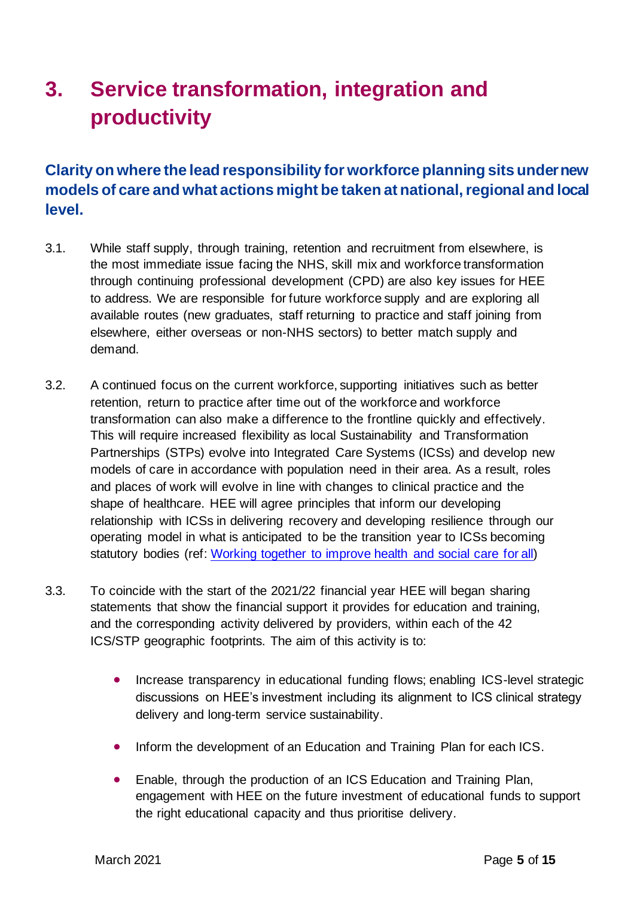# 3. Service transformation, integration and productivity

## Clarity on where the lead responsibility for workforce planning sits under new models of care and what actions might be taken at national, regional and local level.

3.1. While staff supply, through training, retention and recruitment from elsewhere, is the most immediate issue facing the NHS, skill mix and workforce transformation through continuing professional development (CPD) are also key issues for HEE to address. We are responsible for future workforce supply and are exploring all available routes (new graduates, staff returning to practice and staff joining from elsewhere, either overseas or non-NHS sectors) to better match supply and demand.

3.2. A continued focus on the current workforce, supporting initiatives such as better retention, return to practice after time out of the workforce and workforce transformation can also make a difference to the frontline quickly and effectively. This will require increased flexibility as local Sustainability and Transformation Partnerships (STPs) evolve into Integrated Care Systems (ICSs) and develop new models of care in accordance with population need in their area. As a result, roles and places of work will evolve in line with changes to clinical practice and the shape of healthcare. HEE will agree principles that inform our developing relationship with ICSs in delivering recovery and developing resilience through our operating model in what is anticipated to be the transition year to ICSs becoming statutory bodies (ref: Working together to improve health and social care for all)

3.3. To coincide with the start of the 2021/22 financial year HEE will began sharing statements that show the financial support it provides for education and training, and the corresponding activity delivered by providers, within each of the 42 ICS/STP geographic footprints. The aim of this activity is to:

- Increase transparency in educational funding flows; enabling ICS-level strategic discussions on HEE's investment including its alignment to ICS clinical strategy delivery and long-term service sustainability.
- Inform the development of an Education and Training Plan for each ICS.
- Enable, through the production of an ICS Education and Training Plan, engagement with HEE on the future investment of educational funds to support the right educational capacity and thus prioritise delivery.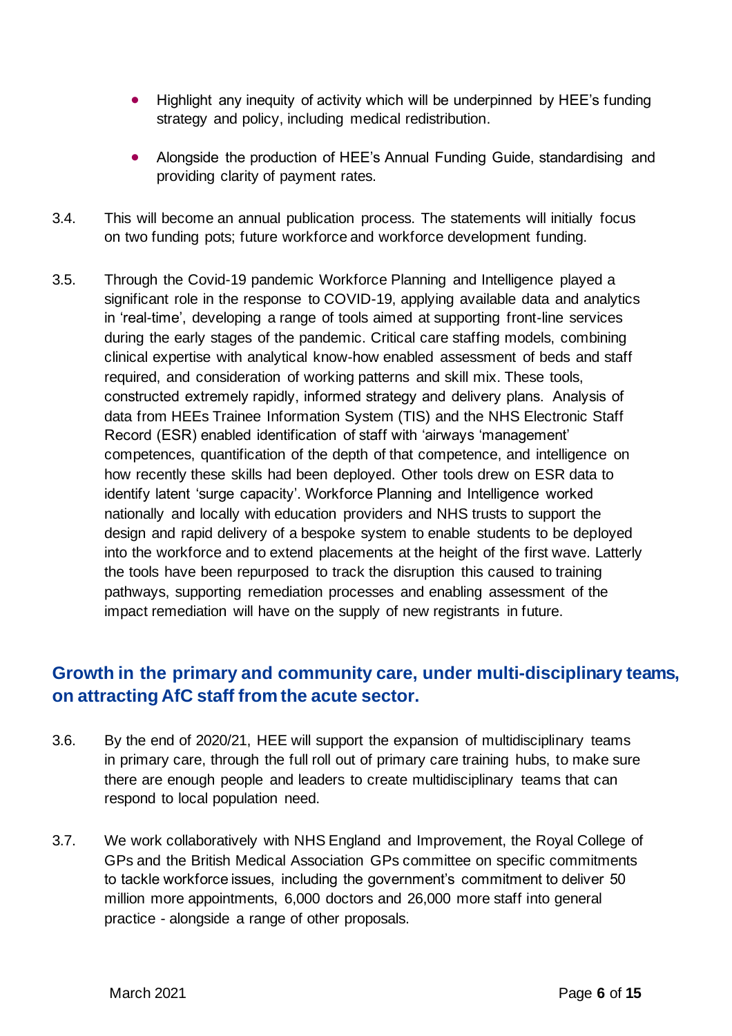- Highlight any inequity of activity which will be underpinned by HEE's funding strategy and policy, including medical redistribution.
- Alongside the production of HEE's Annual Funding Guide, standardising and providing clarity of payment rates.

3.4. This will become an annual publication process. The statements will initially focus on two funding pots; future workforce and workforce development funding.

3.5. Through the Covid-19 pandemic Workforce Planning and Intelligence played a significant role in the response to COVID-19, applying available data and analytics in 'real-time', developing a range of tools aimed at supporting front-line services during the early stages of the pandemic. Critical care staffing models, combining clinical expertise with analytical know-how enabled assessment of beds and staff required, and consideration of working patterns and skill mix. These tools, constructed extremely rapidly, informed strategy and delivery plans. Analysis of data from HEEs Trainee Information System (TIS) and the NHS Electronic Staff Record (ESR) enabled identification of staff with 'airways 'management' competences, quantification of the depth of that competence, and intelligence on how recently these skills had been deployed. Other tools drew on ESR data to identify latent 'surge capacity'. Workforce Planning and Intelligence worked nationally and locally with education providers and NHS trusts to support the design and rapid delivery of a bespoke system to enable students to be deployed into the workforce and to extend placements at the height of the first wave. Latterly the tools have been repurposed to track the disruption this caused to training pathways, supporting remediation processes and enabling assessment of the impact remediation will have on the supply of new registrants in future.

## Growth in the primary and community care, under multi-disciplinary teams, on attracting AfC staff from the acute sector.

3.6. By the end of 2020/21, HEE will support the expansion of multidisciplinary teams in primary care, through the full roll out of primary care training hubs, to make sure there are enough people and leaders to create multidisciplinary teams that can respond to local population need.

3.7. We work collaboratively with NHS England and Improvement, the Royal College of GPs and the British Medical Association GPs committee on specific commitments to tackle workforce issues, including the government's commitment to deliver 50 million more appointments, 6,000 doctors and 26,000 more staff into general practice - alongside a range of other proposals.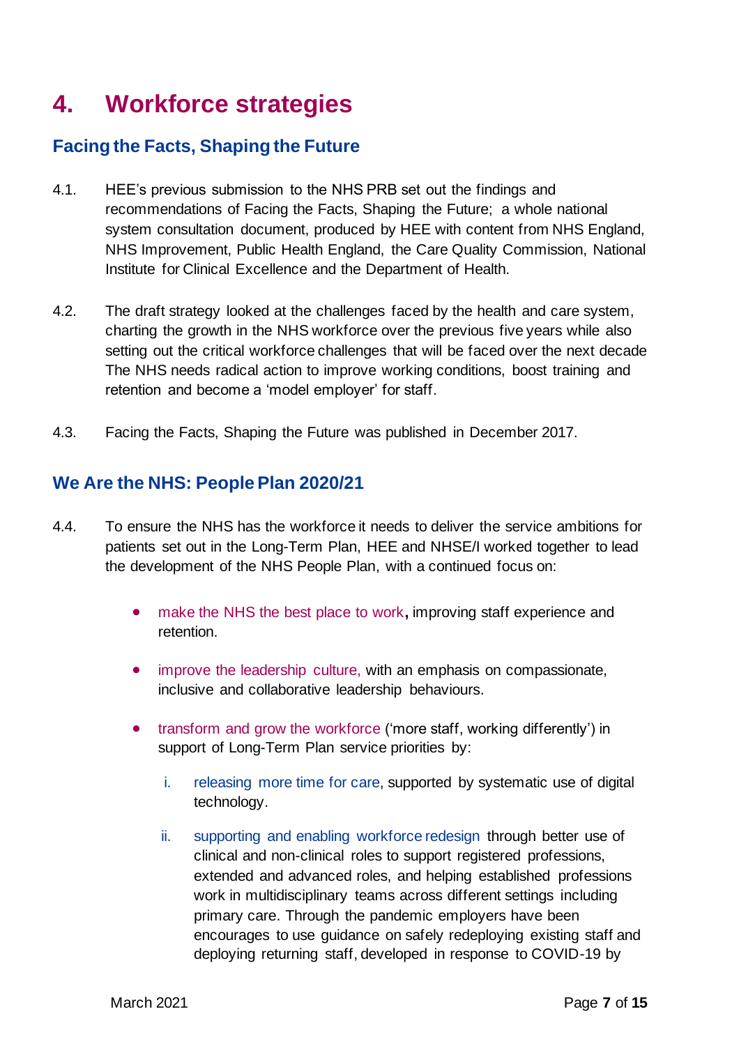# 4. Workforce strategies

## Facing the Facts, Shaping the Future

4.1. HEE's previous submission to the NHS PRB set out the findings and recommendations of Facing the Facts, Shaping the Future; a whole national system consultation document, produced by HEE with content from NHS England, NHS Improvement, Public Health England, the Care Quality Commission, National Institute for Clinical Excellence and the Department of Health.

4.2. The draft strategy looked at the challenges faced by the health and care system, charting the growth in the NHS workforce over the previous five years while also setting out the critical workforce challenges that will be faced over the next decade The NHS needs radical action to improve working conditions, boost training and retention and become a 'model employer' for staff.

4.3. Facing the Facts, Shaping the Future was published in December 2017.

## We Are the NHS: People Plan 2020/21

4.4. To ensure the NHS has the workforce it needs to deliver the service ambitions for patients set out in the Long-Term Plan, HEE and NHSE/I worked together to lead the development of the NHS People Plan, with a continued focus on:

- make the NHS the best place to work**,** improving staff experience and retention.
- improve the leadership culture, with an emphasis on compassionate, inclusive and collaborative leadership behaviours.
- transform and grow the workforce ('more staff, working differently') in support of Long-Term Plan service priorities by:
    1. releasing more time for care, supported by systematic use of digital technology.
    2. supporting and enabling workforce redesign through better use of clinical and non-clinical roles to support registered professions, extended and advanced roles, and helping established professions work in multidisciplinary teams across different settings including primary care. Through the pandemic employers have been encourages to use guidance on safely redeploying existing staff and deploying returning staff, developed in response to COVID-19 by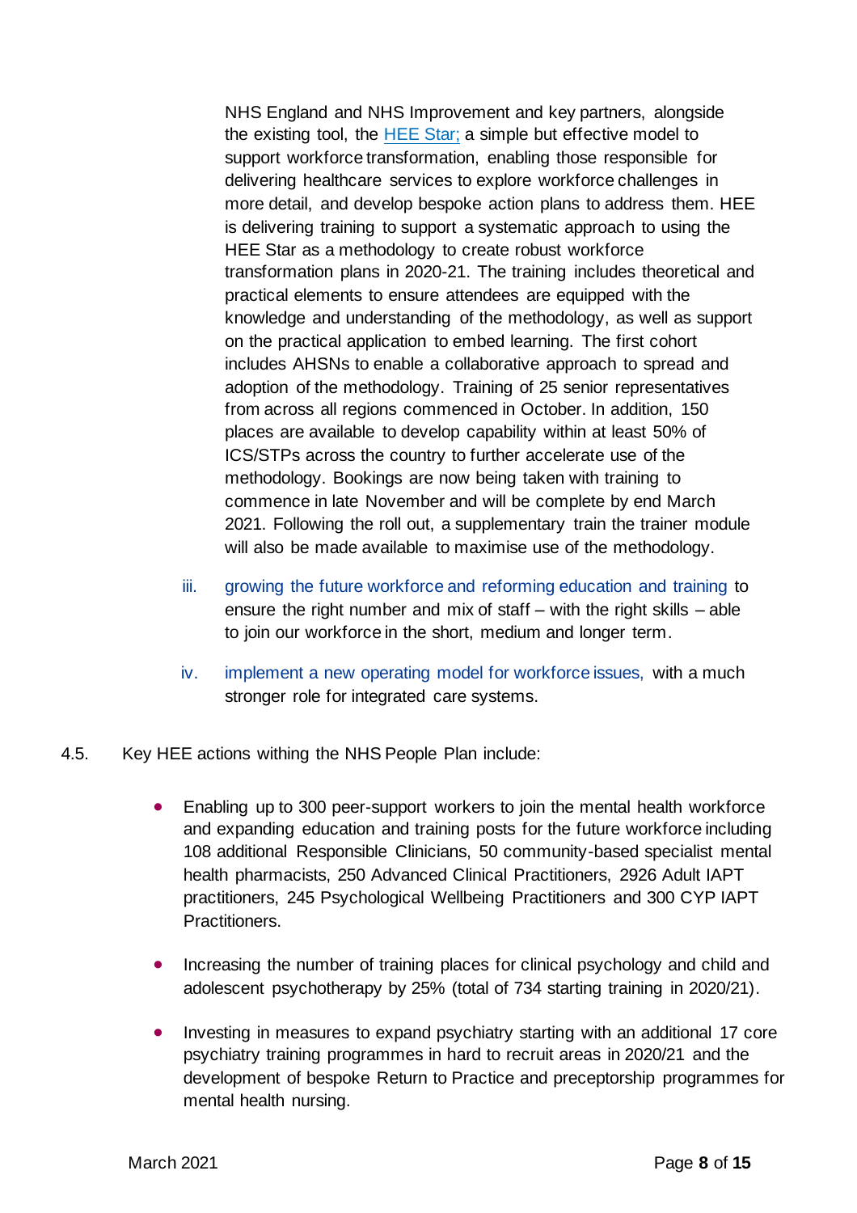NHS England and NHS Improvement and key partners, alongside the existing tool, the [HEE Star;](#) a simple but effective model to support workforce transformation, enabling those responsible for delivering healthcare services to explore workforce challenges in more detail, and develop bespoke action plans to address them. HEE is delivering training to support a systematic approach to using the HEE Star as a methodology to create robust workforce transformation plans in 2020-21. The training includes theoretical and practical elements to ensure attendees are equipped with the knowledge and understanding of the methodology, as well as support on the practical application to embed learning. The first cohort includes AHSNs to enable a collaborative approach to spread and adoption of the methodology. Training of 25 senior representatives from across all regions commenced in October. In addition, 150 places are available to develop capability within at least 50% of ICS/STPs across the country to further accelerate use of the methodology. Bookings are now being taken with training to commence in late November and will be complete by end March 2021. Following the roll out, a supplementary train the trainer module will also be made available to maximise use of the methodology.

iii. growing the future workforce and reforming education and training to ensure the right number and mix of staff – with the right skills – able to join our workforce in the short, medium and longer term.

iv. implement a new operating model for workforce issues, with a much stronger role for integrated care systems.

4.5. Key HEE actions withing the NHS People Plan include:

- Enabling up to 300 peer-support workers to join the mental health workforce and expanding education and training posts for the future workforce including 108 additional Responsible Clinicians, 50 community-based specialist mental health pharmacists, 250 Advanced Clinical Practitioners, 2926 Adult IAPT practitioners, 245 Psychological Wellbeing Practitioners and 300 CYP IAPT Practitioners.

- Increasing the number of training places for clinical psychology and child and adolescent psychotherapy by 25% (total of 734 starting training in 2020/21).

- Investing in measures to expand psychiatry starting with an additional 17 core psychiatry training programmes in hard to recruit areas in 2020/21 and the development of bespoke Return to Practice and preceptorship programmes for mental health nursing.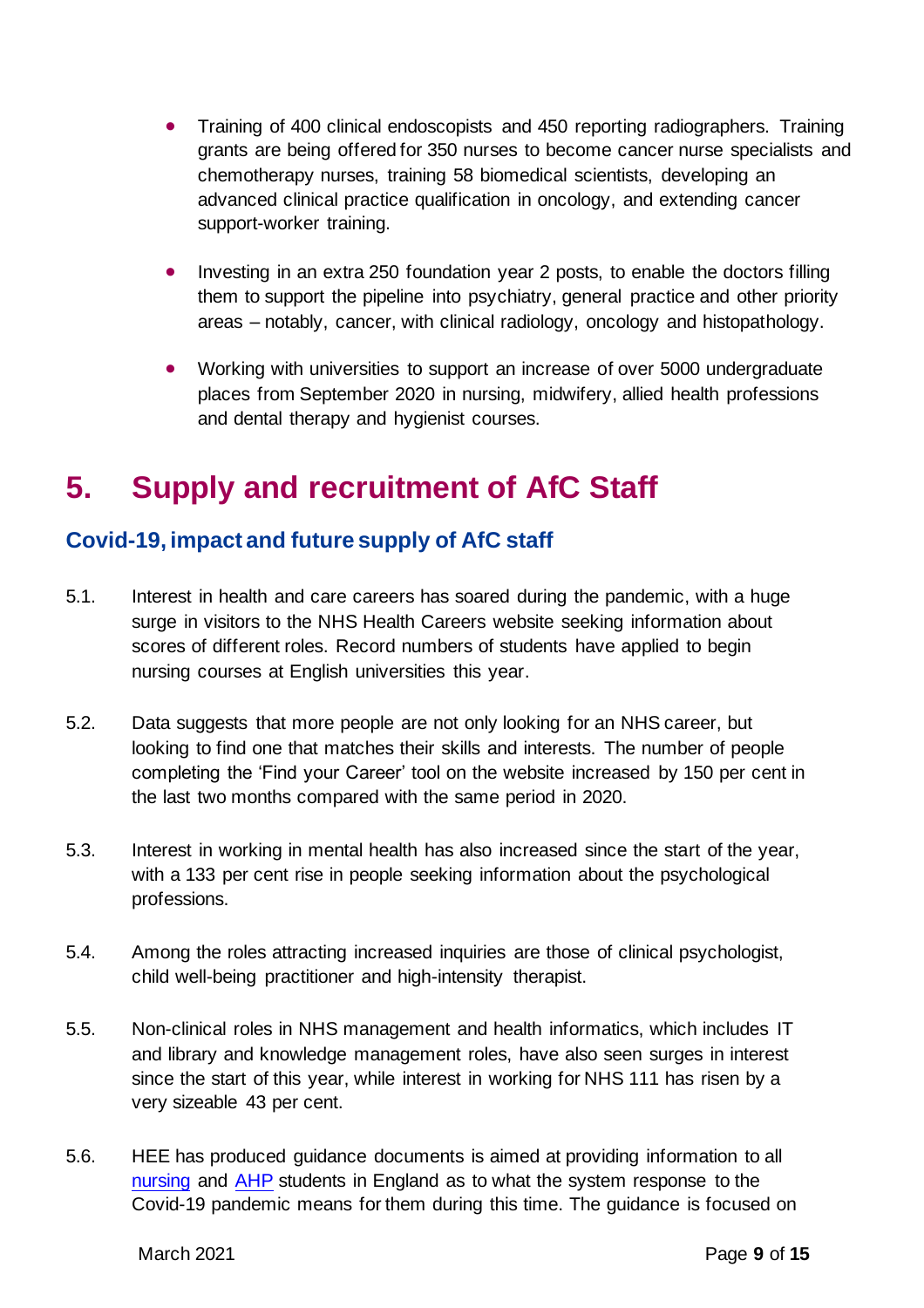- Training of 400 clinical endoscopists and 450 reporting radiographers. Training grants are being offered for 350 nurses to become cancer nurse specialists and chemotherapy nurses, training 58 biomedical scientists, developing an advanced clinical practice qualification in oncology, and extending cancer support-worker training.

- Investing in an extra 250 foundation year 2 posts, to enable the doctors filling them to support the pipeline into psychiatry, general practice and other priority areas – notably, cancer, with clinical radiology, oncology and histopathology.

- Working with universities to support an increase of over 5000 undergraduate places from September 2020 in nursing, midwifery, allied health professions and dental therapy and hygienist courses.

# 5. Supply and recruitment of AfC Staff

## Covid-19, impact and future supply of AfC staff

5.1. Interest in health and care careers has soared during the pandemic, with a huge surge in visitors to the NHS Health Careers website seeking information about scores of different roles. Record numbers of students have applied to begin nursing courses at English universities this year.

5.2. Data suggests that more people are not only looking for an NHS career, but looking to find one that matches their skills and interests. The number of people completing the 'Find your Career' tool on the website increased by 150 per cent in the last two months compared with the same period in 2020.

5.3. Interest in working in mental health has also increased since the start of the year, with a 133 per cent rise in people seeking information about the psychological professions.

5.4. Among the roles attracting increased inquiries are those of clinical psychologist, child well-being practitioner and high-intensity therapist.

5.5. Non-clinical roles in NHS management and health informatics, which includes IT and library and knowledge management roles, have also seen surges in interest since the start of this year, while interest in working for NHS 111 has risen by a very sizeable 43 per cent.

5.6. HEE has produced guidance documents is aimed at providing information to all nursing and AHP students in England as to what the system response to the Covid-19 pandemic means for them during this time. The guidance is focused on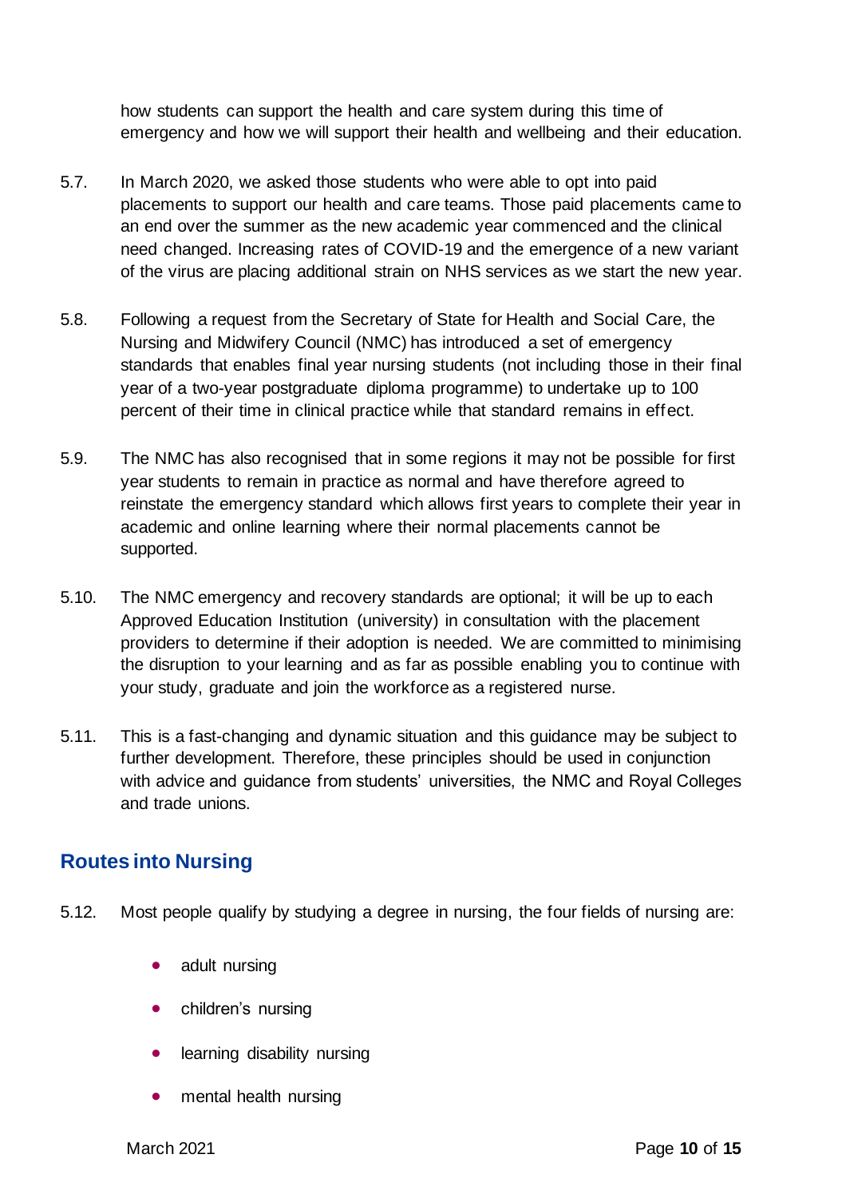how students can support the health and care system during this time of emergency and how we will support their health and wellbeing and their education.

5.7. In March 2020, we asked those students who were able to opt into paid placements to support our health and care teams. Those paid placements came to an end over the summer as the new academic year commenced and the clinical need changed. Increasing rates of COVID-19 and the emergence of a new variant of the virus are placing additional strain on NHS services as we start the new year.

5.8. Following a request from the Secretary of State for Health and Social Care, the Nursing and Midwifery Council (NMC) has introduced a set of emergency standards that enables final year nursing students (not including those in their final year of a two-year postgraduate diploma programme) to undertake up to 100 percent of their time in clinical practice while that standard remains in effect.

5.9. The NMC has also recognised that in some regions it may not be possible for first year students to remain in practice as normal and have therefore agreed to reinstate the emergency standard which allows first years to complete their year in academic and online learning where their normal placements cannot be supported.

5.10. The NMC emergency and recovery standards are optional; it will be up to each Approved Education Institution (university) in consultation with the placement providers to determine if their adoption is needed. We are committed to minimising the disruption to your learning and as far as possible enabling you to continue with your study, graduate and join the workforce as a registered nurse.

5.11. This is a fast-changing and dynamic situation and this guidance may be subject to further development. Therefore, these principles should be used in conjunction with advice and guidance from students' universities, the NMC and Royal Colleges and trade unions.

## Routes into Nursing

5.12. Most people qualify by studying a degree in nursing, the four fields of nursing are:

- adult nursing
- children's nursing
- learning disability nursing
- mental health nursing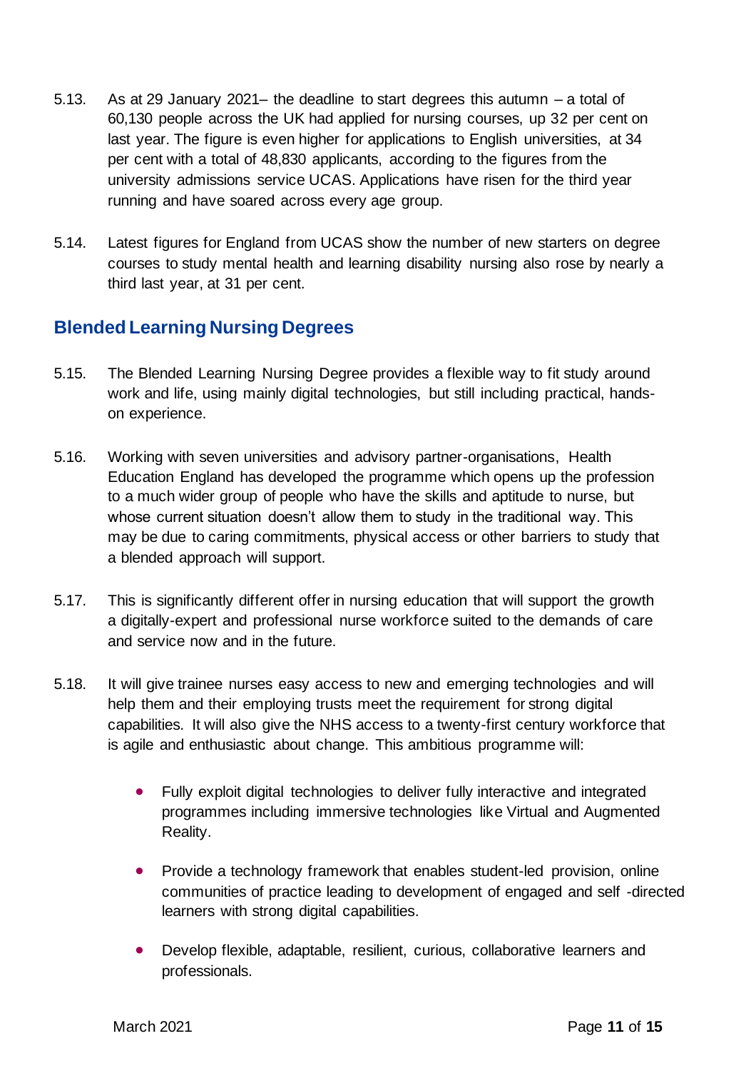5.13. As at 29 January 2021– the deadline to start degrees this autumn – a total of 60,130 people across the UK had applied for nursing courses, up 32 per cent on last year. The figure is even higher for applications to English universities, at 34 per cent with a total of 48,830 applicants, according to the figures from the university admissions service UCAS. Applications have risen for the third year running and have soared across every age group.

5.14. Latest figures for England from UCAS show the number of new starters on degree courses to study mental health and learning disability nursing also rose by nearly a third last year, at 31 per cent.

## Blended Learning Nursing Degrees

5.15. The Blended Learning Nursing Degree provides a flexible way to fit study around work and life, using mainly digital technologies, but still including practical, hands-on experience.

5.16. Working with seven universities and advisory partner-organisations, Health Education England has developed the programme which opens up the profession to a much wider group of people who have the skills and aptitude to nurse, but whose current situation doesn't allow them to study in the traditional way. This may be due to caring commitments, physical access or other barriers to study that a blended approach will support.

5.17. This is significantly different offer in nursing education that will support the growth a digitally-expert and professional nurse workforce suited to the demands of care and service now and in the future.

5.18. It will give trainee nurses easy access to new and emerging technologies and will help them and their employing trusts meet the requirement for strong digital capabilities. It will also give the NHS access to a twenty-first century workforce that is agile and enthusiastic about change. This ambitious programme will:

- Fully exploit digital technologies to deliver fully interactive and integrated programmes including immersive technologies like Virtual and Augmented Reality.
- Provide a technology framework that enables student-led provision, online communities of practice leading to development of engaged and self -directed learners with strong digital capabilities.
- Develop flexible, adaptable, resilient, curious, collaborative learners and professionals.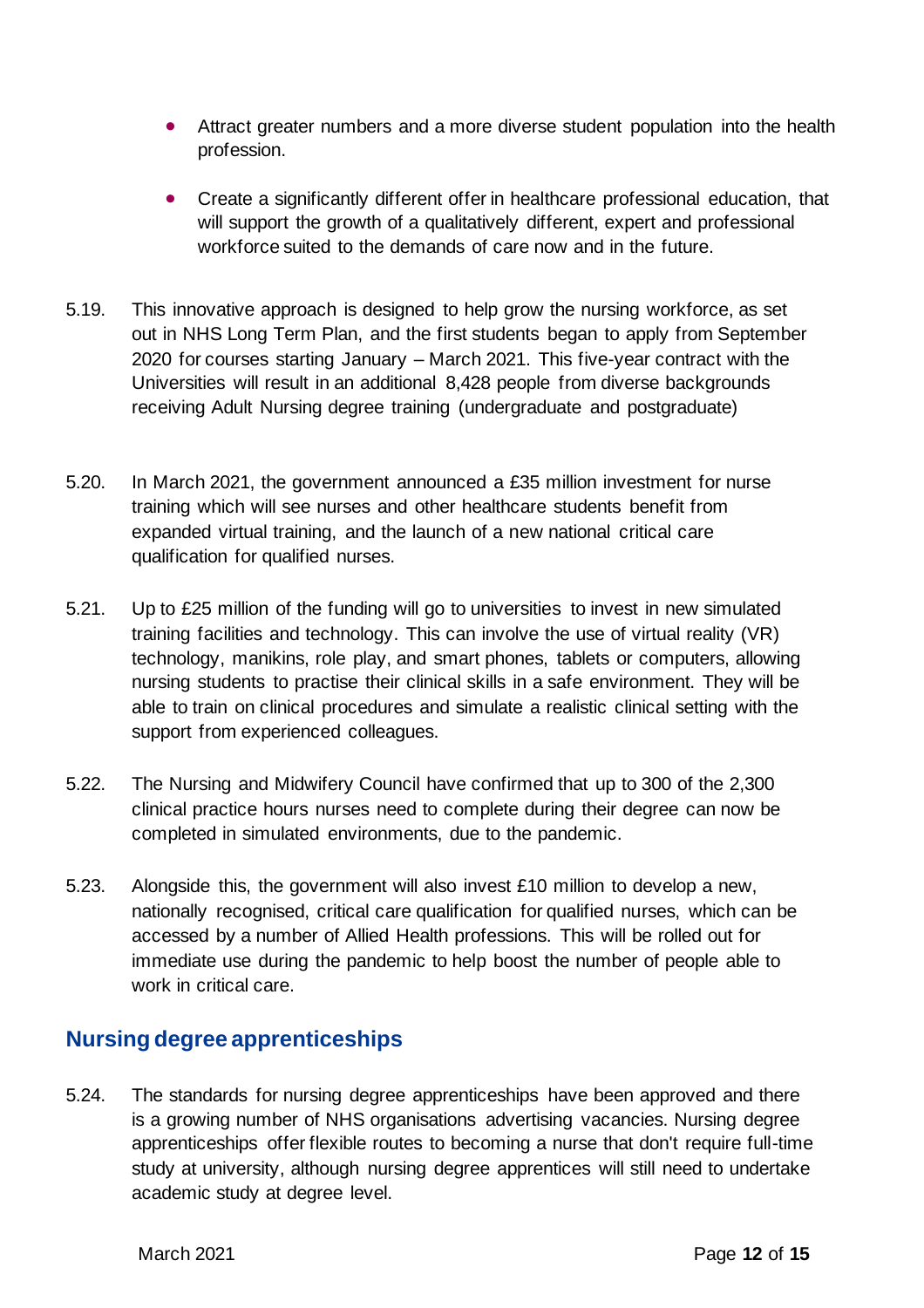- Attract greater numbers and a more diverse student population into the health profession.
- Create a significantly different offer in healthcare professional education, that will support the growth of a qualitatively different, expert and professional workforce suited to the demands of care now and in the future.

5.19. This innovative approach is designed to help grow the nursing workforce, as set out in NHS Long Term Plan, and the first students began to apply from September 2020 for courses starting January – March 2021. This five-year contract with the Universities will result in an additional 8,428 people from diverse backgrounds receiving Adult Nursing degree training (undergraduate and postgraduate)

5.20. In March 2021, the government announced a £35 million investment for nurse training which will see nurses and other healthcare students benefit from expanded virtual training, and the launch of a new national critical care qualification for qualified nurses.

5.21. Up to £25 million of the funding will go to universities to invest in new simulated training facilities and technology. This can involve the use of virtual reality (VR) technology, manikins, role play, and smart phones, tablets or computers, allowing nursing students to practise their clinical skills in a safe environment. They will be able to train on clinical procedures and simulate a realistic clinical setting with the support from experienced colleagues.

5.22. The Nursing and Midwifery Council have confirmed that up to 300 of the 2,300 clinical practice hours nurses need to complete during their degree can now be completed in simulated environments, due to the pandemic.

5.23. Alongside this, the government will also invest £10 million to develop a new, nationally recognised, critical care qualification for qualified nurses, which can be accessed by a number of Allied Health professions. This will be rolled out for immediate use during the pandemic to help boost the number of people able to work in critical care.

## Nursing degree apprenticeships

5.24. The standards for nursing degree apprenticeships have been approved and there is a growing number of NHS organisations advertising vacancies. Nursing degree apprenticeships offer flexible routes to becoming a nurse that don't require full-time study at university, although nursing degree apprentices will still need to undertake academic study at degree level.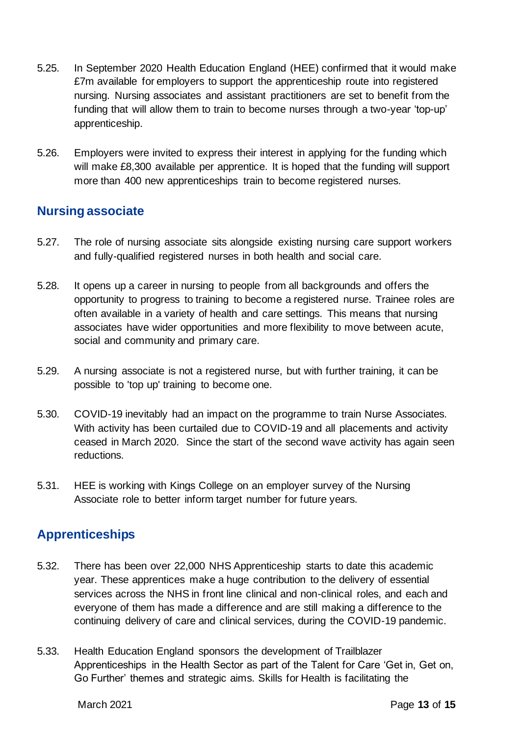5.25. In September 2020 Health Education England (HEE) confirmed that it would make £7m available for employers to support the apprenticeship route into registered nursing. Nursing associates and assistant practitioners are set to benefit from the funding that will allow them to train to become nurses through a two-year 'top-up' apprenticeship.

5.26. Employers were invited to express their interest in applying for the funding which will make £8,300 available per apprentice. It is hoped that the funding will support more than 400 new apprenticeships train to become registered nurses.

## Nursing associate

5.27. The role of nursing associate sits alongside existing nursing care support workers and fully-qualified registered nurses in both health and social care.

5.28. It opens up a career in nursing to people from all backgrounds and offers the opportunity to progress to training to become a registered nurse. Trainee roles are often available in a variety of health and care settings. This means that nursing associates have wider opportunities and more flexibility to move between acute, social and community and primary care.

5.29. A nursing associate is not a registered nurse, but with further training, it can be possible to 'top up' training to become one.

5.30. COVID-19 inevitably had an impact on the programme to train Nurse Associates. With activity has been curtailed due to COVID-19 and all placements and activity ceased in March 2020. Since the start of the second wave activity has again seen reductions.

5.31. HEE is working with Kings College on an employer survey of the Nursing Associate role to better inform target number for future years.

## Apprenticeships

5.32. There has been over 22,000 NHS Apprenticeship starts to date this academic year. These apprentices make a huge contribution to the delivery of essential services across the NHS in front line clinical and non-clinical roles, and each and everyone of them has made a difference and are still making a difference to the continuing delivery of care and clinical services, during the COVID-19 pandemic.

5.33. Health Education England sponsors the development of Trailblazer Apprenticeships in the Health Sector as part of the Talent for Care 'Get in, Get on, Go Further' themes and strategic aims. Skills for Health is facilitating the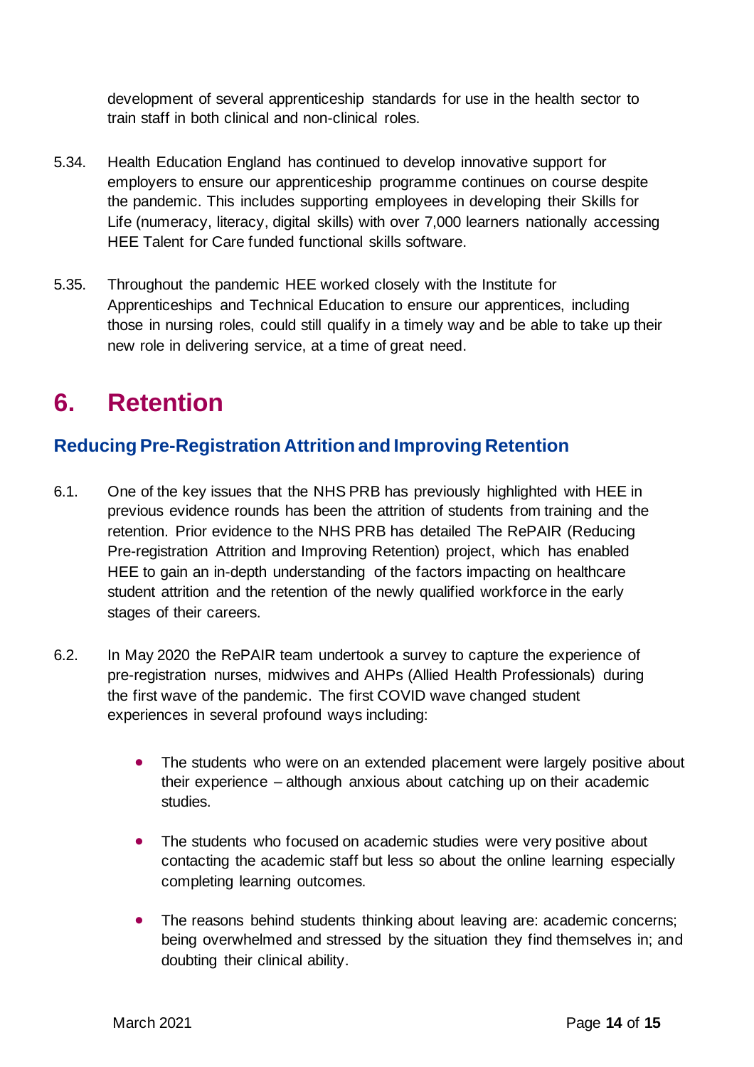development of several apprenticeship standards for use in the health sector to train staff in both clinical and non-clinical roles.

5.34. Health Education England has continued to develop innovative support for employers to ensure our apprenticeship programme continues on course despite the pandemic. This includes supporting employees in developing their Skills for Life (numeracy, literacy, digital skills) with over 7,000 learners nationally accessing HEE Talent for Care funded functional skills software.

5.35. Throughout the pandemic HEE worked closely with the Institute for Apprenticeships and Technical Education to ensure our apprentices, including those in nursing roles, could still qualify in a timely way and be able to take up their new role in delivering service, at a time of great need.

# 6. Retention

## Reducing Pre-Registration Attrition and Improving Retention

6.1. One of the key issues that the NHS PRB has previously highlighted with HEE in previous evidence rounds has been the attrition of students from training and the retention. Prior evidence to the NHS PRB has detailed The RePAIR (Reducing Pre-registration Attrition and Improving Retention) project, which has enabled HEE to gain an in-depth understanding of the factors impacting on healthcare student attrition and the retention of the newly qualified workforce in the early stages of their careers.

6.2. In May 2020 the RePAIR team undertook a survey to capture the experience of pre-registration nurses, midwives and AHPs (Allied Health Professionals) during the first wave of the pandemic. The first COVID wave changed student experiences in several profound ways including:

- The students who were on an extended placement were largely positive about their experience – although anxious about catching up on their academic studies.
- The students who focused on academic studies were very positive about contacting the academic staff but less so about the online learning especially completing learning outcomes.
- The reasons behind students thinking about leaving are: academic concerns; being overwhelmed and stressed by the situation they find themselves in; and doubting their clinical ability.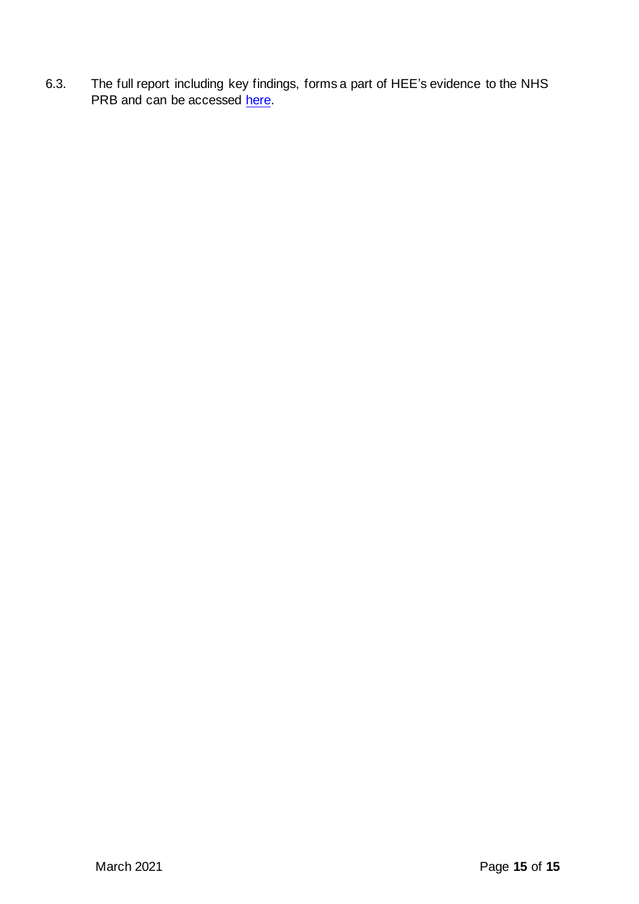6.3. The full report including key findings, forms a part of HEE's evidence to the NHS PRB and can be accessed here.